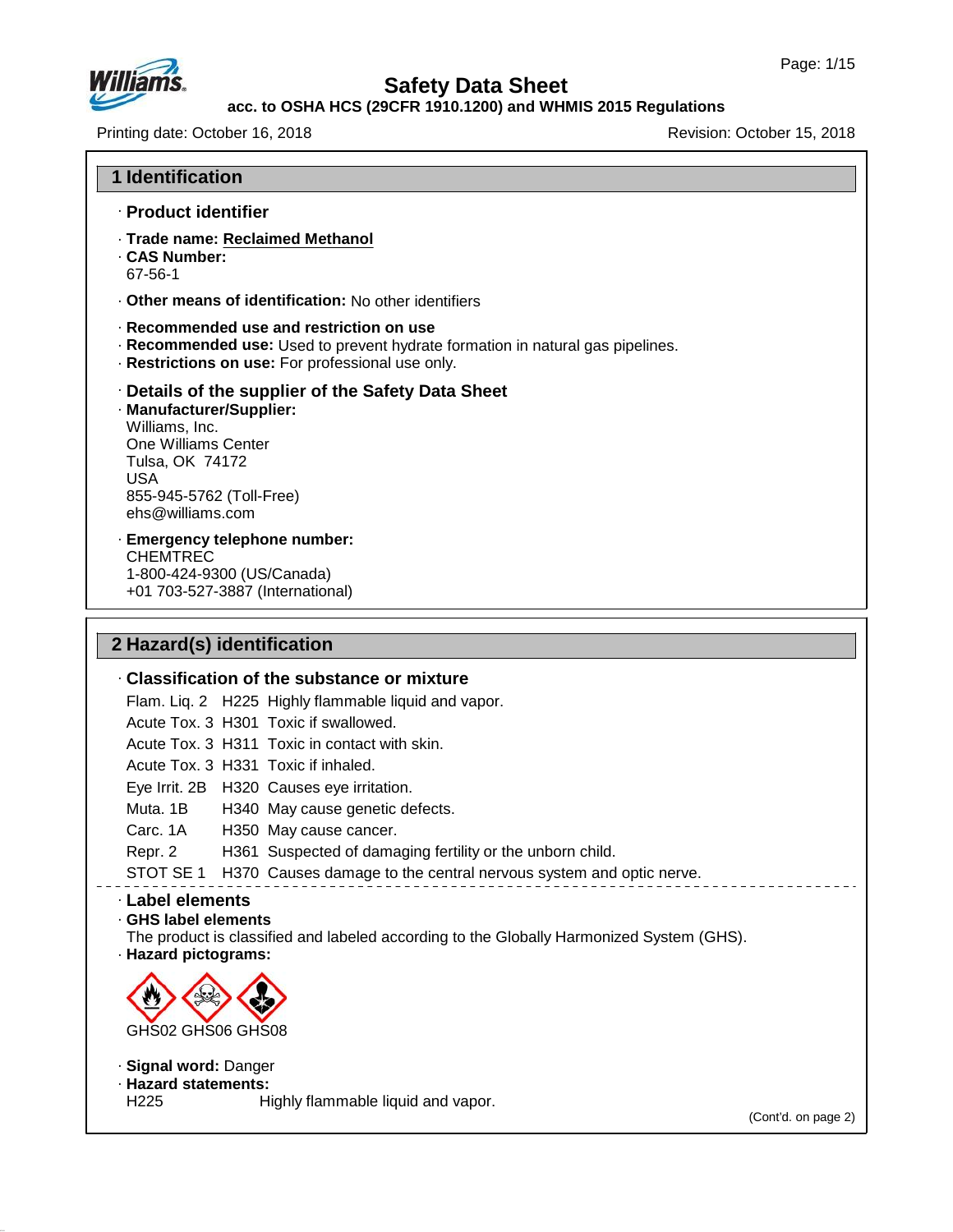# Safety Data Sheet

**acc. to OSHA HCS (29CFR 1910.1200) and WHMIS 2015 Regulations**

Printing date: October 16, 2018

Revision: October 15, 2018

## 1 Identification

### · Product identifier

· **Trade name:** Reclaimed Methanol

· **CAS Number:**
67-56-1

· **Other means of identification:** No other identifiers

· **Recommended use and restriction on use**

· **Recommended use:** Used to prevent hydrate formation in natural gas pipelines.

· **Restrictions on use:** For professional use only.

### · Details of the supplier of the Safety Data Sheet

· **Manufacturer/Supplier:**
Williams, Inc.
One Williams Center
Tulsa, OK 74172
USA
855-945-5762 (Toll-Free)
ehs@williams.com

· **Emergency telephone number:**
CHEMTREC
1-800-424-9300 (US/Canada)
+01 703-527-3887 (International)

## 2 Hazard(s) identification

### · Classification of the substance or mixture

| | | |
|---|---|---|
| Flam. Liq. 2 | H225 | Highly flammable liquid and vapor. |
| Acute Tox. 3 | H301 | Toxic if swallowed. |
| Acute Tox. 3 | H311 | Toxic in contact with skin. |
| Acute Tox. 3 | H331 | Toxic if inhaled. |
| Eye Irrit. 2B | H320 | Causes eye irritation. |
| Muta. 1B | H340 | May cause genetic defects. |
| Carc. 1A | H350 | May cause cancer. |
| Repr. 2 | H361 | Suspected of damaging fertility or the unborn child. |
| STOT SE 1 | H370 | Causes damage to the central nervous system and optic nerve. |

### · Label elements

· **GHS label elements**
The product is classified and labeled according to the Globally Harmonized System (GHS).

· **Hazard pictograms:**

GHS02 GHS06 GHS08

· **Signal word:** Danger

· **Hazard statements:**

H225 Highly flammable liquid and vapor.

(Cont'd. on page 2)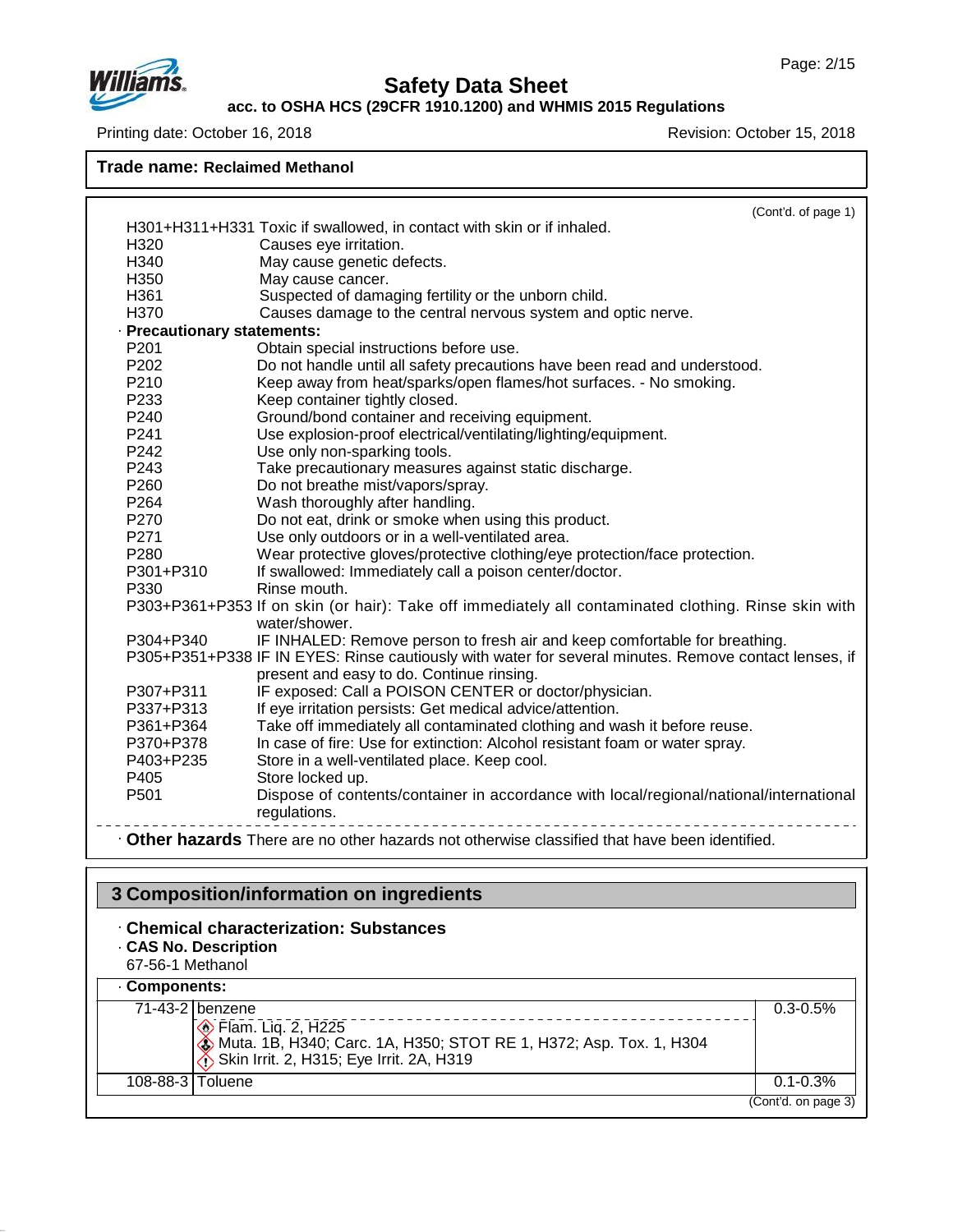**Trade name: Reclaimed Methanol**

(Cont'd. of page 1)

H301+H311+H331 Toxic if swallowed, in contact with skin or if inhaled.
H320 Causes eye irritation.
H340 May cause genetic defects.
H350 May cause cancer.
H361 Suspected of damaging fertility or the unborn child.
H370 Causes damage to the central nervous system and optic nerve.

· **Precautionary statements:**

P201 Obtain special instructions before use.
P202 Do not handle until all safety precautions have been read and understood.
P210 Keep away from heat/sparks/open flames/hot surfaces. - No smoking.
P233 Keep container tightly closed.
P240 Ground/bond container and receiving equipment.
P241 Use explosion-proof electrical/ventilating/lighting/equipment.
P242 Use only non-sparking tools.
P243 Take precautionary measures against static discharge.
P260 Do not breathe mist/vapors/spray.
P264 Wash thoroughly after handling.
P270 Do not eat, drink or smoke when using this product.
P271 Use only outdoors or in a well-ventilated area.
P280 Wear protective gloves/protective clothing/eye protection/face protection.
P301+P310 If swallowed: Immediately call a poison center/doctor.
P330 Rinse mouth.
P303+P361+P353 If on skin (or hair): Take off immediately all contaminated clothing. Rinse skin with water/shower.
P304+P340 IF INHALED: Remove person to fresh air and keep comfortable for breathing.
P305+P351+P338 IF IN EYES: Rinse cautiously with water for several minutes. Remove contact lenses, if present and easy to do. Continue rinsing.
P307+P311 IF exposed: Call a POISON CENTER or doctor/physician.
P337+P313 If eye irritation persists: Get medical advice/attention.
P361+P364 Take off immediately all contaminated clothing and wash it before reuse.
P370+P378 In case of fire: Use for extinction: Alcohol resistant foam or water spray.
P403+P235 Store in a well-ventilated place. Keep cool.
P405 Store locked up.
P501 Dispose of contents/container in accordance with local/regional/national/international regulations.

· **Other hazards** There are no other hazards not otherwise classified that have been identified.

## 3 Composition/information on ingredients

· **Chemical characterization: Substances**

· **CAS No. Description**

67-56-1 Methanol

· **Components:**

| | | |
|---|---|---|
| 71-43-2 | benzene<br>Flam. Liq. 2, H225<br>Muta. 1B, H340; Carc. 1A, H350; STOT RE 1, H372; Asp. Tox. 1, H304<br>Skin Irrit. 2, H315; Eye Irrit. 2A, H319 | 0.3-0.5% |
| 108-88-3 | Toluene | 0.1-0.3% |

(Cont'd. on page 3)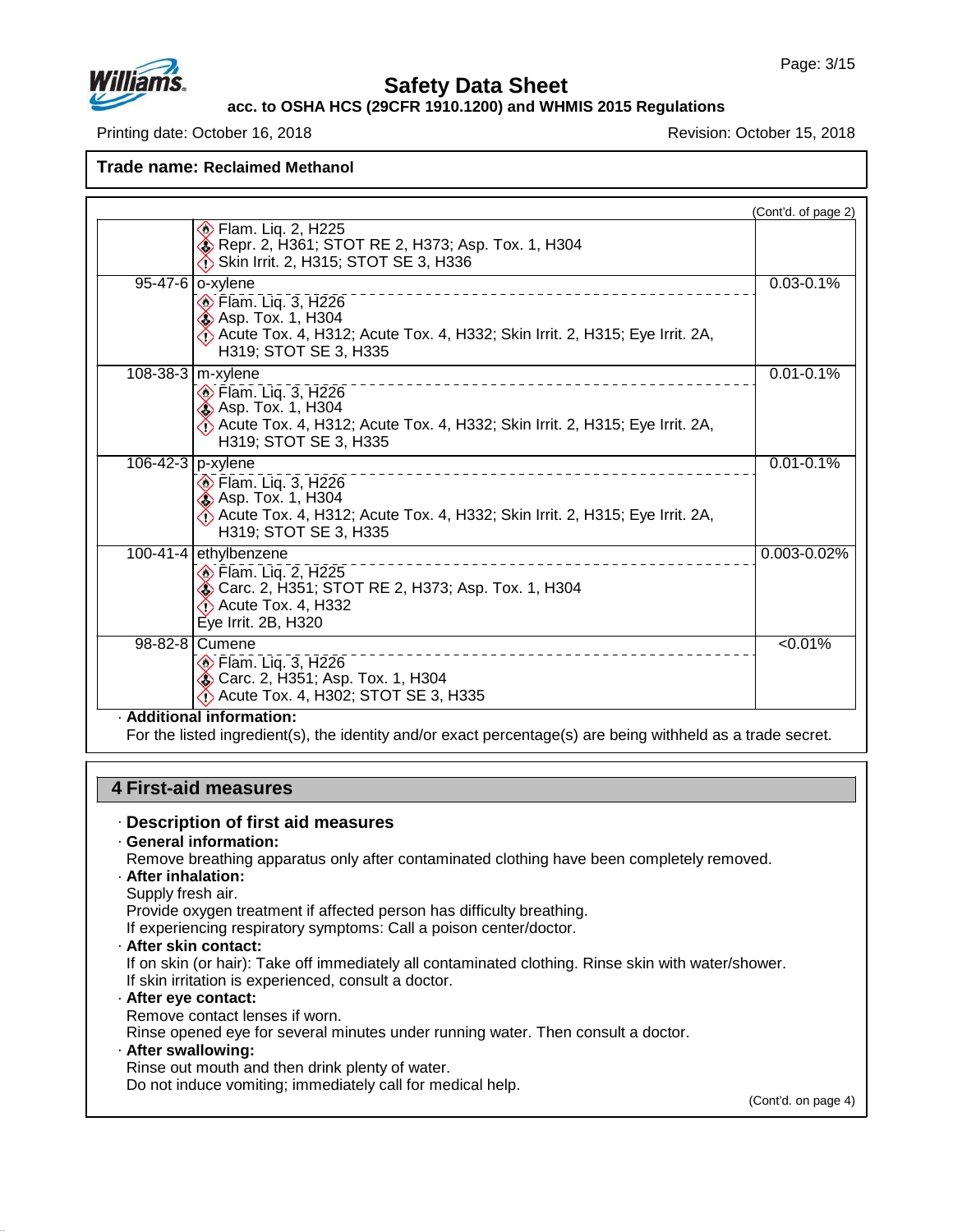**Trade name: Reclaimed Methanol**

(Cont'd. of page 2)

| CAS | Ingredient / Classification | Percentage |
|---|---|---|
| | Flam. Liq. 2, H225<br>Repr. 2, H361; STOT RE 2, H373; Asp. Tox. 1, H304<br>Skin Irrit. 2, H315; STOT SE 3, H336 | |
| 95-47-6 | o-xylene<br>Flam. Liq. 3, H226<br>Asp. Tox. 1, H304<br>Acute Tox. 4, H312; Acute Tox. 4, H332; Skin Irrit. 2, H315; Eye Irrit. 2A, H319; STOT SE 3, H335 | 0.03-0.1% |
| 108-38-3 | m-xylene<br>Flam. Liq. 3, H226<br>Asp. Tox. 1, H304<br>Acute Tox. 4, H312; Acute Tox. 4, H332; Skin Irrit. 2, H315; Eye Irrit. 2A, H319; STOT SE 3, H335 | 0.01-0.1% |
| 106-42-3 | p-xylene<br>Flam. Liq. 3, H226<br>Asp. Tox. 1, H304<br>Acute Tox. 4, H312; Acute Tox. 4, H332; Skin Irrit. 2, H315; Eye Irrit. 2A, H319; STOT SE 3, H335 | 0.01-0.1% |
| 100-41-4 | ethylbenzene<br>Flam. Liq. 2, H225<br>Carc. 2, H351; STOT RE 2, H373; Asp. Tox. 1, H304<br>Acute Tox. 4, H332<br>Eye Irrit. 2B, H320 | 0.003-0.02% |
| 98-82-8 | Cumene<br>Flam. Liq. 3, H226<br>Carc. 2, H351; Asp. Tox. 1, H304<br>Acute Tox. 4, H302; STOT SE 3, H335 | <0.01% |

· **Additional information:**
For the listed ingredient(s), the identity and/or exact percentage(s) are being withheld as a trade secret.

## 4 First-aid measures

· **Description of first aid measures**

· **General information:**
Remove breathing apparatus only after contaminated clothing have been completely removed.

· **After inhalation:**
Supply fresh air.
Provide oxygen treatment if affected person has difficulty breathing.
If experiencing respiratory symptoms: Call a poison center/doctor.

· **After skin contact:**
If on skin (or hair): Take off immediately all contaminated clothing. Rinse skin with water/shower.
If skin irritation is experienced, consult a doctor.

· **After eye contact:**
Remove contact lenses if worn.
Rinse opened eye for several minutes under running water. Then consult a doctor.

· **After swallowing:**
Rinse out mouth and then drink plenty of water.
Do not induce vomiting; immediately call for medical help.

(Cont'd. on page 4)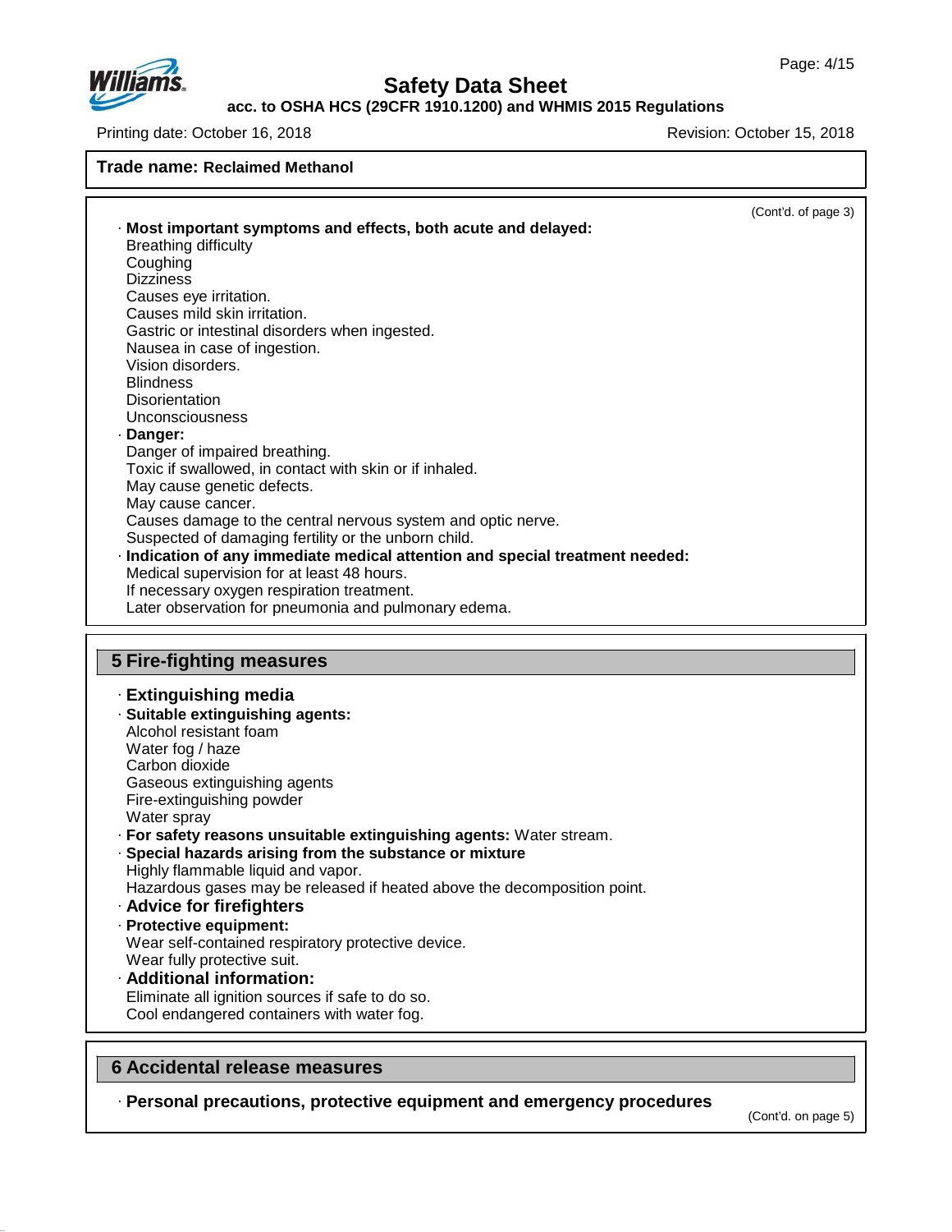**Trade name: Reclaimed Methanol**

(Cont'd. of page 3)

· **Most important symptoms and effects, both acute and delayed:**
Breathing difficulty
Coughing
Dizziness
Causes eye irritation.
Causes mild skin irritation.
Gastric or intestinal disorders when ingested.
Nausea in case of ingestion.
Vision disorders.
Blindness
Disorientation
Unconsciousness

· **Danger:**
Danger of impaired breathing.
Toxic if swallowed, in contact with skin or if inhaled.
May cause genetic defects.
May cause cancer.
Causes damage to the central nervous system and optic nerve.
Suspected of damaging fertility or the unborn child.

· **Indication of any immediate medical attention and special treatment needed:**
Medical supervision for at least 48 hours.
If necessary oxygen respiration treatment.
Later observation for pneumonia and pulmonary edema.

## 5 Fire-fighting measures

### · Extinguishing media

· **Suitable extinguishing agents:**
Alcohol resistant foam
Water fog / haze
Carbon dioxide
Gaseous extinguishing agents
Fire-extinguishing powder
Water spray

· **For safety reasons unsuitable extinguishing agents:** Water stream.

· **Special hazards arising from the substance or mixture**
Highly flammable liquid and vapor.
Hazardous gases may be released if heated above the decomposition point.

### · Advice for firefighters

· **Protective equipment:**
Wear self-contained respiratory protective device.
Wear fully protective suit.

### · Additional information:

Eliminate all ignition sources if safe to do so.
Cool endangered containers with water fog.

## 6 Accidental release measures

### · Personal precautions, protective equipment and emergency procedures

(Cont'd. on page 5)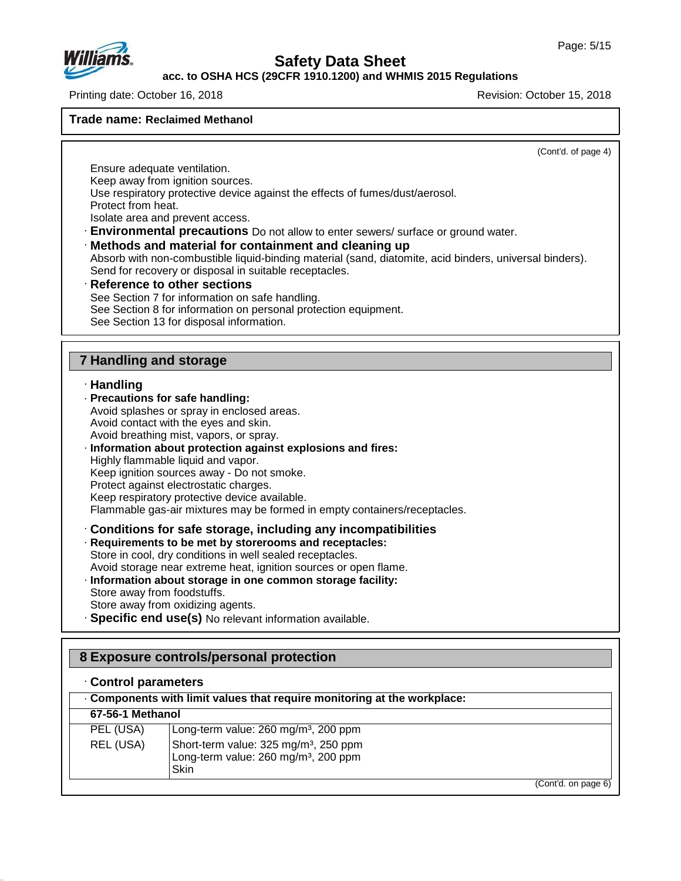**Trade name: Reclaimed Methanol**

(Cont'd. of page 4)

Ensure adequate ventilation.
Keep away from ignition sources.
Use respiratory protective device against the effects of fumes/dust/aerosol.
Protect from heat.
Isolate area and prevent access.

· **Environmental precautions** Do not allow to enter sewers/ surface or ground water.

· **Methods and material for containment and cleaning up**
Absorb with non-combustible liquid-binding material (sand, diatomite, acid binders, universal binders).
Send for recovery or disposal in suitable receptacles.

· **Reference to other sections**
See Section 7 for information on safe handling.
See Section 8 for information on personal protection equipment.
See Section 13 for disposal information.

## 7 Handling and storage

· **Handling**

· **Precautions for safe handling:**
Avoid splashes or spray in enclosed areas.
Avoid contact with the eyes and skin.
Avoid breathing mist, vapors, or spray.

· **Information about protection against explosions and fires:**
Highly flammable liquid and vapor.
Keep ignition sources away - Do not smoke.
Protect against electrostatic charges.
Keep respiratory protective device available.
Flammable gas-air mixtures may be formed in empty containers/receptacles.

· **Conditions for safe storage, including any incompatibilities**

· **Requirements to be met by storerooms and receptacles:**
Store in cool, dry conditions in well sealed receptacles.
Avoid storage near extreme heat, ignition sources or open flame.

· **Information about storage in one common storage facility:**
Store away from foodstuffs.
Store away from oxidizing agents.

· **Specific end use(s)** No relevant information available.

## 8 Exposure controls/personal protection

· **Control parameters**

| · **Components with limit values that require monitoring at the workplace:** | |
|---|---|
| **67-56-1 Methanol** | |
| PEL (USA) | Long-term value: 260 mg/m³, 200 ppm |
| REL (USA) | Short-term value: 325 mg/m³, 250 ppm<br>Long-term value: 260 mg/m³, 200 ppm<br>Skin |

(Cont'd. on page 6)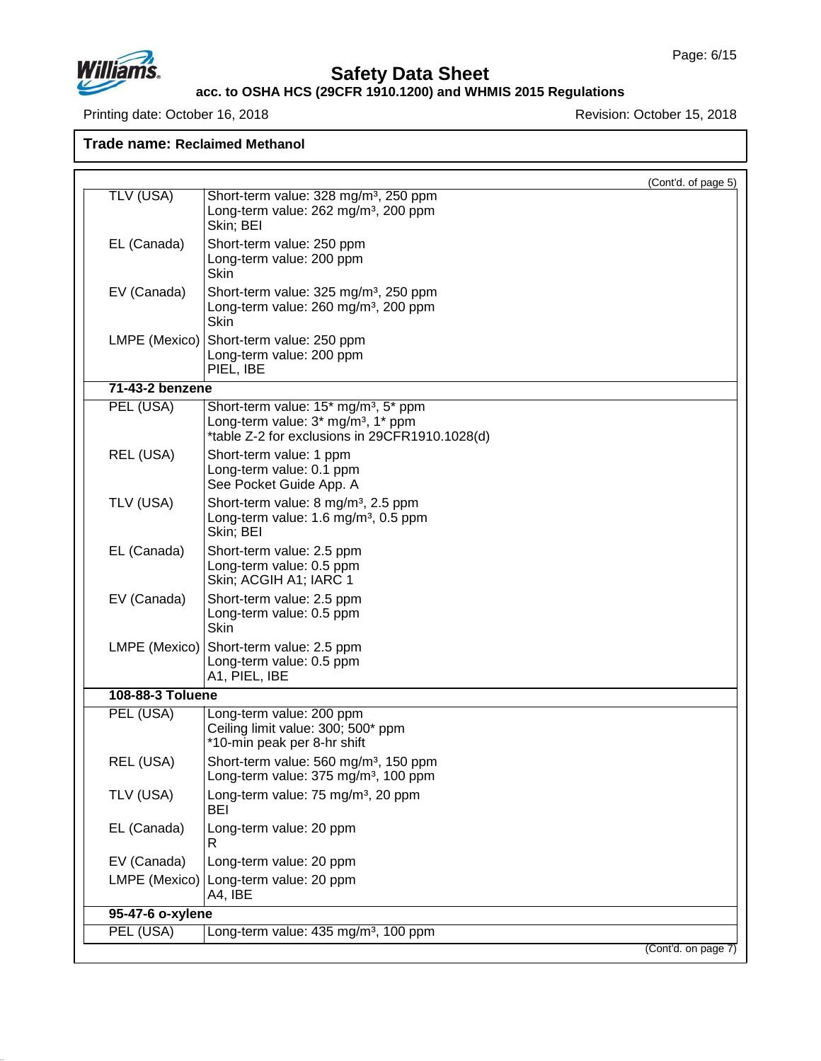**Trade name: Reclaimed Methanol**

(Cont'd. of page 5)

| | |
|---|---|
| TLV (USA) | Short-term value: 328 mg/m³, 250 ppm<br>Long-term value: 262 mg/m³, 200 ppm<br>Skin; BEI |
| EL (Canada) | Short-term value: 250 ppm<br>Long-term value: 200 ppm<br>Skin |
| EV (Canada) | Short-term value: 325 mg/m³, 250 ppm<br>Long-term value: 260 mg/m³, 200 ppm<br>Skin |
| LMPE (Mexico) | Short-term value: 250 ppm<br>Long-term value: 200 ppm<br>PIEL, IBE |
| **71-43-2 benzene** | |
| PEL (USA) | Short-term value: 15* mg/m³, 5* ppm<br>Long-term value: 3* mg/m³, 1* ppm<br>*table Z-2 for exclusions in 29CFR1910.1028(d) |
| REL (USA) | Short-term value: 1 ppm<br>Long-term value: 0.1 ppm<br>See Pocket Guide App. A |
| TLV (USA) | Short-term value: 8 mg/m³, 2.5 ppm<br>Long-term value: 1.6 mg/m³, 0.5 ppm<br>Skin; BEI |
| EL (Canada) | Short-term value: 2.5 ppm<br>Long-term value: 0.5 ppm<br>Skin; ACGIH A1; IARC 1 |
| EV (Canada) | Short-term value: 2.5 ppm<br>Long-term value: 0.5 ppm<br>Skin |
| LMPE (Mexico) | Short-term value: 2.5 ppm<br>Long-term value: 0.5 ppm<br>A1, PIEL, IBE |
| **108-88-3 Toluene** | |
| PEL (USA) | Long-term value: 200 ppm<br>Ceiling limit value: 300; 500* ppm<br>*10-min peak per 8-hr shift |
| REL (USA) | Short-term value: 560 mg/m³, 150 ppm<br>Long-term value: 375 mg/m³, 100 ppm |
| TLV (USA) | Long-term value: 75 mg/m³, 20 ppm<br>BEI |
| EL (Canada) | Long-term value: 20 ppm<br>R |
| EV (Canada) | Long-term value: 20 ppm |
| LMPE (Mexico) | Long-term value: 20 ppm<br>A4, IBE |
| **95-47-6 o-xylene** | |
| PEL (USA) | Long-term value: 435 mg/m³, 100 ppm |

(Cont'd. on page 7)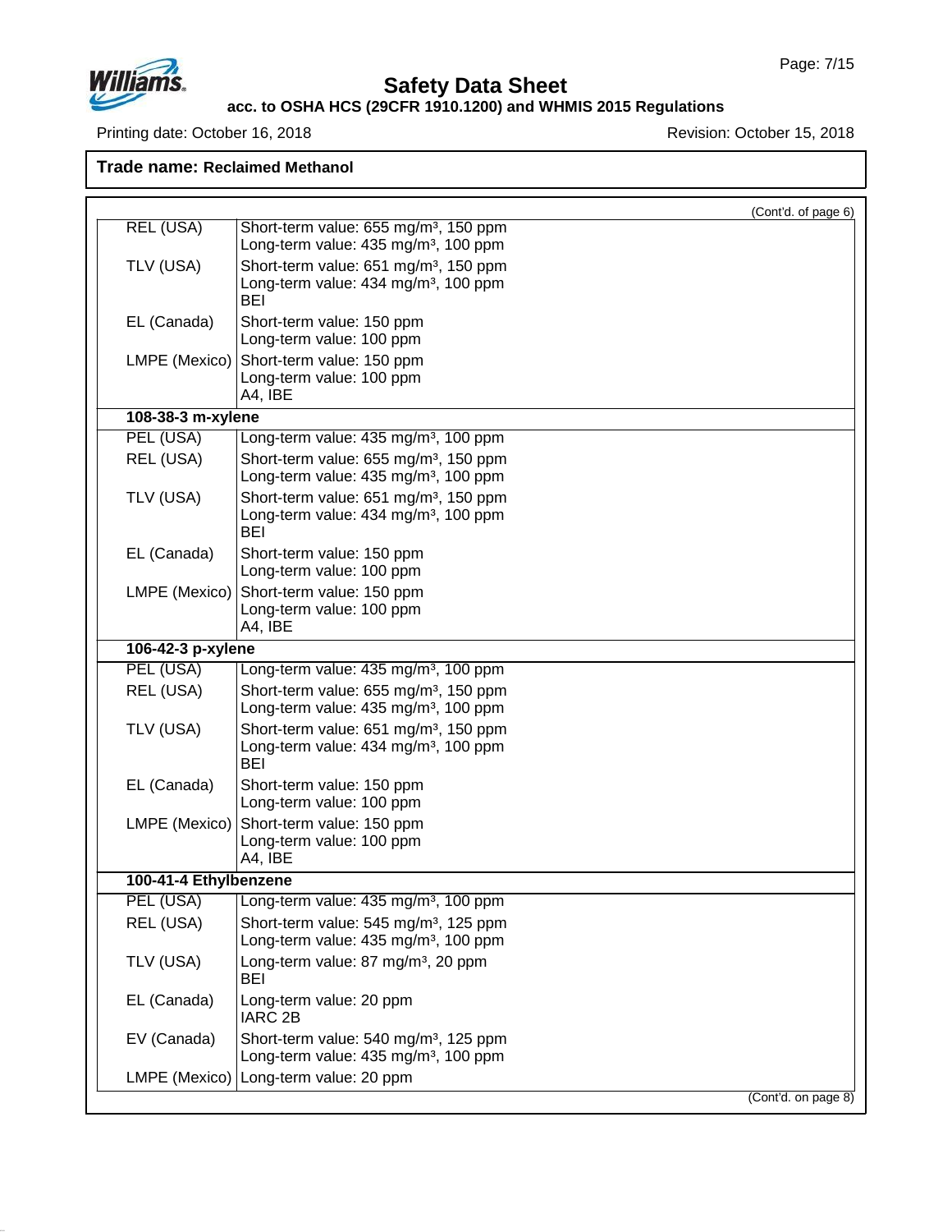**Trade name: Reclaimed Methanol**

(Cont'd. of page 6)

| | |
|---|---|
| REL (USA) | Short-term value: 655 mg/m³, 150 ppm<br>Long-term value: 435 mg/m³, 100 ppm |
| TLV (USA) | Short-term value: 651 mg/m³, 150 ppm<br>Long-term value: 434 mg/m³, 100 ppm<br>BEI |
| EL (Canada) | Short-term value: 150 ppm<br>Long-term value: 100 ppm |
| LMPE (Mexico) | Short-term value: 150 ppm<br>Long-term value: 100 ppm<br>A4, IBE |
| **108-38-3 m-xylene** | |
| PEL (USA) | Long-term value: 435 mg/m³, 100 ppm |
| REL (USA) | Short-term value: 655 mg/m³, 150 ppm<br>Long-term value: 435 mg/m³, 100 ppm |
| TLV (USA) | Short-term value: 651 mg/m³, 150 ppm<br>Long-term value: 434 mg/m³, 100 ppm<br>BEI |
| EL (Canada) | Short-term value: 150 ppm<br>Long-term value: 100 ppm |
| LMPE (Mexico) | Short-term value: 150 ppm<br>Long-term value: 100 ppm<br>A4, IBE |
| **106-42-3 p-xylene** | |
| PEL (USA) | Long-term value: 435 mg/m³, 100 ppm |
| REL (USA) | Short-term value: 655 mg/m³, 150 ppm<br>Long-term value: 435 mg/m³, 100 ppm |
| TLV (USA) | Short-term value: 651 mg/m³, 150 ppm<br>Long-term value: 434 mg/m³, 100 ppm<br>BEI |
| EL (Canada) | Short-term value: 150 ppm<br>Long-term value: 100 ppm |
| LMPE (Mexico) | Short-term value: 150 ppm<br>Long-term value: 100 ppm<br>A4, IBE |
| **100-41-4 Ethylbenzene** | |
| PEL (USA) | Long-term value: 435 mg/m³, 100 ppm |
| REL (USA) | Short-term value: 545 mg/m³, 125 ppm<br>Long-term value: 435 mg/m³, 100 ppm |
| TLV (USA) | Long-term value: 87 mg/m³, 20 ppm<br>BEI |
| EL (Canada) | Long-term value: 20 ppm<br>IARC 2B |
| EV (Canada) | Short-term value: 540 mg/m³, 125 ppm<br>Long-term value: 435 mg/m³, 100 ppm |
| LMPE (Mexico) | Long-term value: 20 ppm |

(Cont'd. on page 8)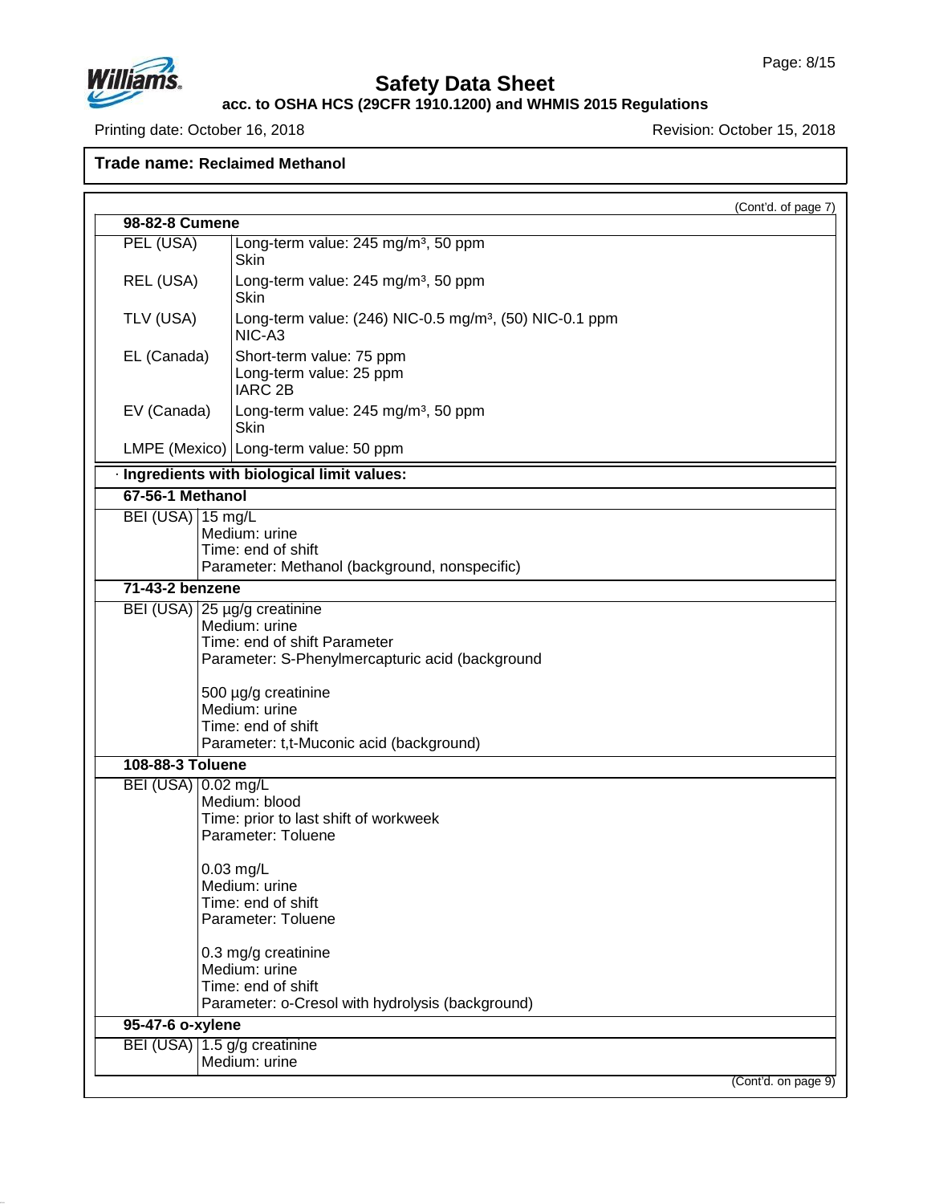(Cont'd. of page 7)

| 98-82-8 Cumene | |
|---|---|
| PEL (USA) | Long-term value: 245 mg/m³, 50 ppm<br>Skin |
| REL (USA) | Long-term value: 245 mg/m³, 50 ppm<br>Skin |
| TLV (USA) | Long-term value: (246) NIC-0.5 mg/m³, (50) NIC-0.1 ppm<br>NIC-A3 |
| EL (Canada) | Short-term value: 75 ppm<br>Long-term value: 25 ppm<br>IARC 2B |
| EV (Canada) | Long-term value: 245 mg/m³, 50 ppm<br>Skin |
| LMPE (Mexico) | Long-term value: 50 ppm |

· **Ingredients with biological limit values:**

| 67-56-1 Methanol | |
|---|---|
| BEI (USA) | 15 mg/L<br>Medium: urine<br>Time: end of shift<br>Parameter: Methanol (background, nonspecific) |

| 71-43-2 benzene | |
|---|---|
| BEI (USA) | 25 µg/g creatinine<br>Medium: urine<br>Time: end of shift Parameter<br>Parameter: S-Phenylmercapturic acid (background<br><br>500 µg/g creatinine<br>Medium: urine<br>Time: end of shift<br>Parameter: t,t-Muconic acid (background) |

| 108-88-3 Toluene | |
|---|---|
| BEI (USA) | 0.02 mg/L<br>Medium: blood<br>Time: prior to last shift of workweek<br>Parameter: Toluene<br><br>0.03 mg/L<br>Medium: urine<br>Time: end of shift<br>Parameter: Toluene<br><br>0.3 mg/g creatinine<br>Medium: urine<br>Time: end of shift<br>Parameter: o-Cresol with hydrolysis (background) |

| 95-47-6 o-xylene | |
|---|---|
| BEI (USA) | 1.5 g/g creatinine<br>Medium: urine |

(Cont'd. on page 9)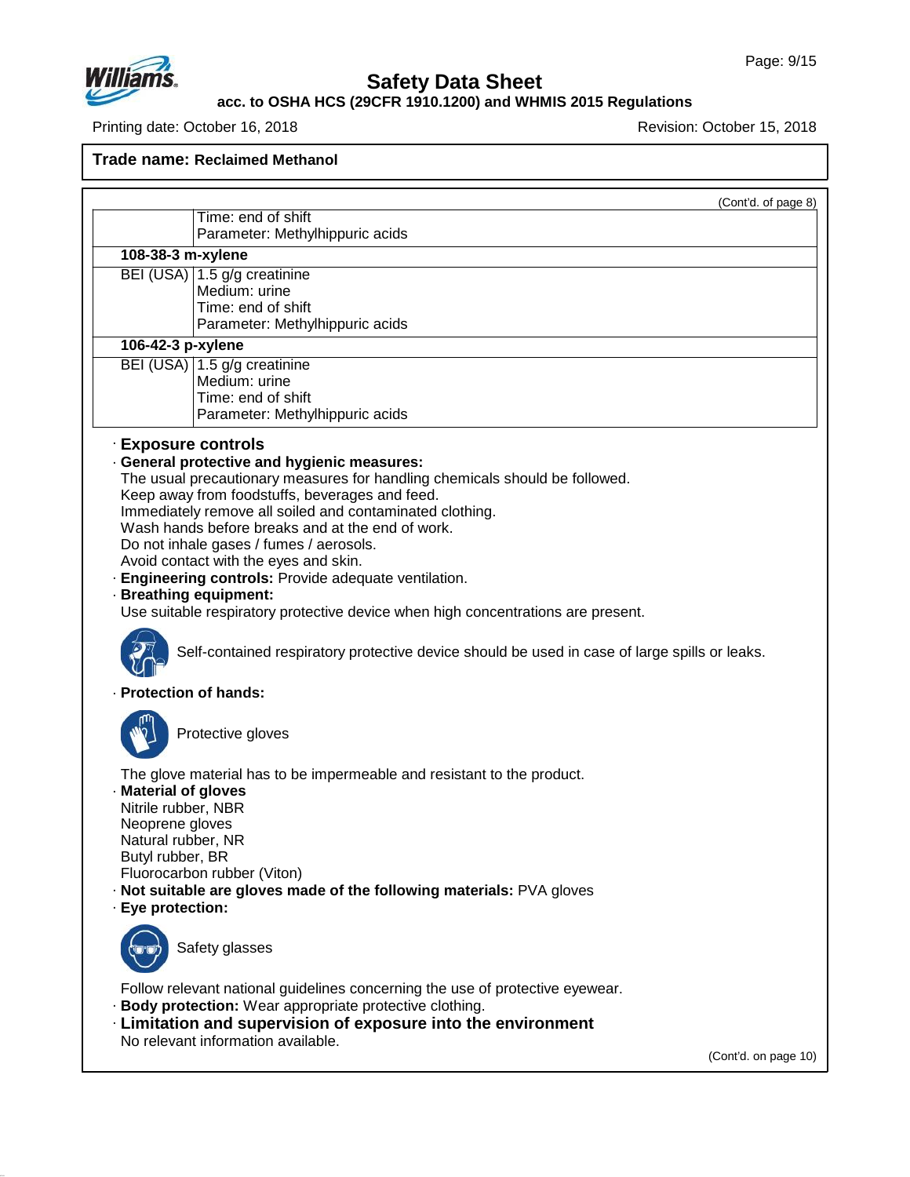Trade name: **Reclaimed Methanol**

(Cont'd. of page 8)

| | |
|---|---|
| | Time: end of shift<br>Parameter: Methylhippuric acids |
| **108-38-3 m-xylene** | |
| BEI (USA) | 1.5 g/g creatinine<br>Medium: urine<br>Time: end of shift<br>Parameter: Methylhippuric acids |
| **106-42-3 p-xylene** | |
| BEI (USA) | 1.5 g/g creatinine<br>Medium: urine<br>Time: end of shift<br>Parameter: Methylhippuric acids |

· **Exposure controls**

· **General protective and hygienic measures:**
The usual precautionary measures for handling chemicals should be followed.
Keep away from foodstuffs, beverages and feed.
Immediately remove all soiled and contaminated clothing.
Wash hands before breaks and at the end of work.
Do not inhale gases / fumes / aerosols.
Avoid contact with the eyes and skin.

· **Engineering controls:** Provide adequate ventilation.

· **Breathing equipment:**
Use suitable respiratory protective device when high concentrations are present.

Self-contained respiratory protective device should be used in case of large spills or leaks.

· **Protection of hands:**

Protective gloves

The glove material has to be impermeable and resistant to the product.

· **Material of gloves**
Nitrile rubber, NBR
Neoprene gloves
Natural rubber, NR
Butyl rubber, BR
Fluorocarbon rubber (Viton)

· **Not suitable are gloves made of the following materials:** PVA gloves

· **Eye protection:**

Safety glasses

Follow relevant national guidelines concerning the use of protective eyewear.

· **Body protection:** Wear appropriate protective clothing.

· **Limitation and supervision of exposure into the environment**
No relevant information available.

(Cont'd. on page 10)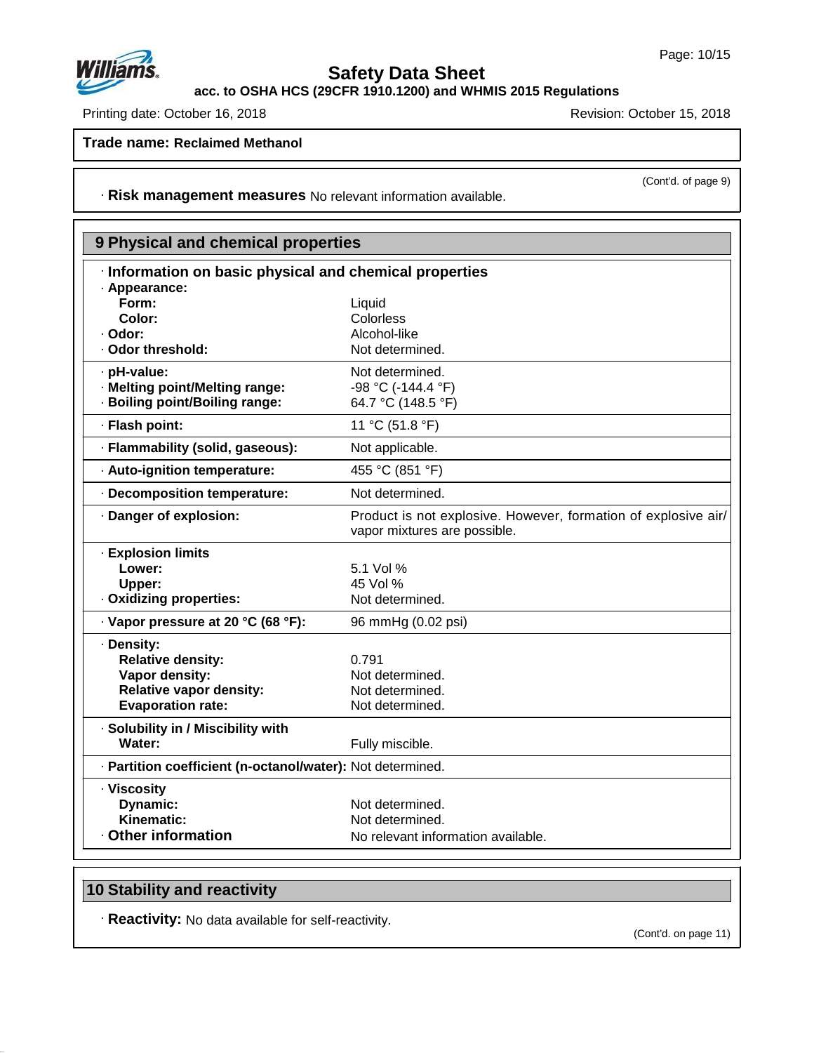**Trade name: Reclaimed Methanol**

(Cont'd. of page 9)

· **Risk management measures** No relevant information available.

## 9 Physical and chemical properties

· **Information on basic physical and chemical properties**

| Property | Value |
|---|---|
| · **Appearance:** | |
| **Form:** | Liquid |
| **Color:** | Colorless |
| · **Odor:** | Alcohol-like |
| · **Odor threshold:** | Not determined. |
| · **pH-value:** | Not determined. |
| · **Melting point/Melting range:** | -98 °C (-144.4 °F) |
| · **Boiling point/Boiling range:** | 64.7 °C (148.5 °F) |
| · **Flash point:** | 11 °C (51.8 °F) |
| · **Flammability (solid, gaseous):** | Not applicable. |
| · **Auto-ignition temperature:** | 455 °C (851 °F) |
| · **Decomposition temperature:** | Not determined. |
| · **Danger of explosion:** | Product is not explosive. However, formation of explosive air/vapor mixtures are possible. |
| · **Explosion limits** | |
| **Lower:** | 5.1 Vol % |
| **Upper:** | 45 Vol % |
| · **Oxidizing properties:** | Not determined. |
| · **Vapor pressure at 20 °C (68 °F):** | 96 mmHg (0.02 psi) |
| · **Density:** | |
| **Relative density:** | 0.791 |
| **Vapor density:** | Not determined. |
| **Relative vapor density:** | Not determined. |
| **Evaporation rate:** | Not determined. |
| · **Solubility in / Miscibility with** | |
| **Water:** | Fully miscible. |
| · **Partition coefficient (n-octanol/water):** | Not determined. |
| · **Viscosity** | |
| **Dynamic:** | Not determined. |
| **Kinematic:** | Not determined. |
| · **Other information** | No relevant information available. |

## 10 Stability and reactivity

· **Reactivity:** No data available for self-reactivity.

(Cont'd. on page 11)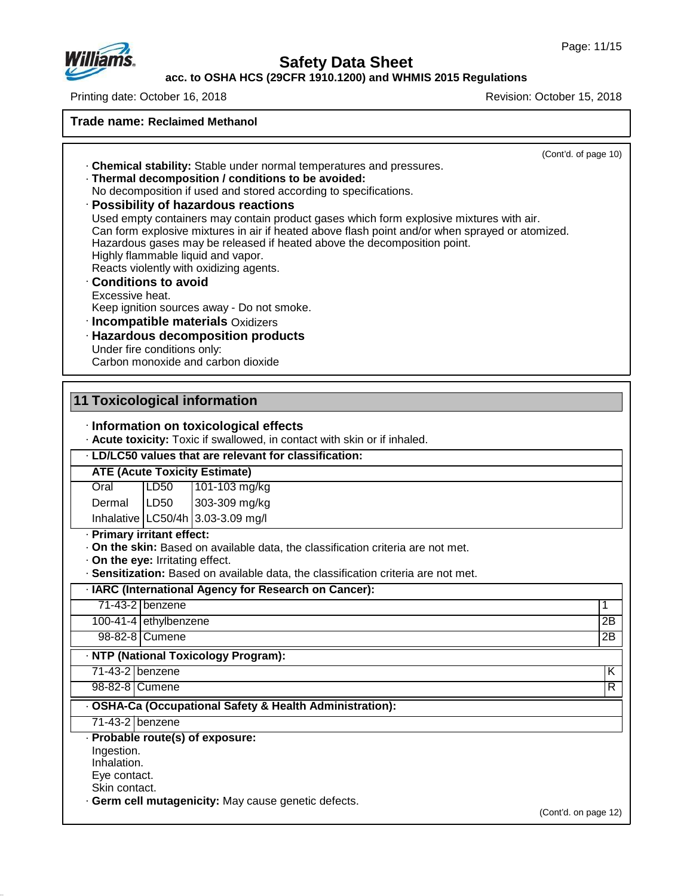**Trade name: Reclaimed Methanol**

(Cont'd. of page 10)

· **Chemical stability:** Stable under normal temperatures and pressures.
· **Thermal decomposition / conditions to be avoided:**
No decomposition if used and stored according to specifications.
· **Possibility of hazardous reactions**
Used empty containers may contain product gases which form explosive mixtures with air.
Can form explosive mixtures in air if heated above flash point and/or when sprayed or atomized.
Hazardous gases may be released if heated above the decomposition point.
Highly flammable liquid and vapor.
Reacts violently with oxidizing agents.
· **Conditions to avoid**
Excessive heat.
Keep ignition sources away - Do not smoke.
· **Incompatible materials** Oxidizers
· **Hazardous decomposition products**
Under fire conditions only:
Carbon monoxide and carbon dioxide

## 11 Toxicological information

· **Information on toxicological effects**
· **Acute toxicity:** Toxic if swallowed, in contact with skin or if inhaled.

· **LD/LC50 values that are relevant for classification:**

| **ATE (Acute Toxicity Estimate)** | | |
|---|---|---|
| Oral | LD50 | 101-103 mg/kg |
| Dermal | LD50 | 303-309 mg/kg |
| Inhalative | LC50/4h | 3.03-3.09 mg/l |

· **Primary irritant effect:**
· **On the skin:** Based on available data, the classification criteria are not met.
· **On the eye:** Irritating effect.
· **Sensitization:** Based on available data, the classification criteria are not met.

· **IARC (International Agency for Research on Cancer):**

| | | |
|---|---|---|
| 71-43-2 | benzene | 1 |
| 100-41-4 | ethylbenzene | 2B |
| 98-82-8 | Cumene | 2B |

· **NTP (National Toxicology Program):**

| | | |
|---|---|---|
| 71-43-2 | benzene | K |
| 98-82-8 | Cumene | R |

· **OSHA-Ca (Occupational Safety & Health Administration):**

| | |
|---|---|
| 71-43-2 | benzene |

· **Probable route(s) of exposure:**
Ingestion.
Inhalation.
Eye contact.
Skin contact.
· **Germ cell mutagenicity:** May cause genetic defects.

(Cont'd. on page 12)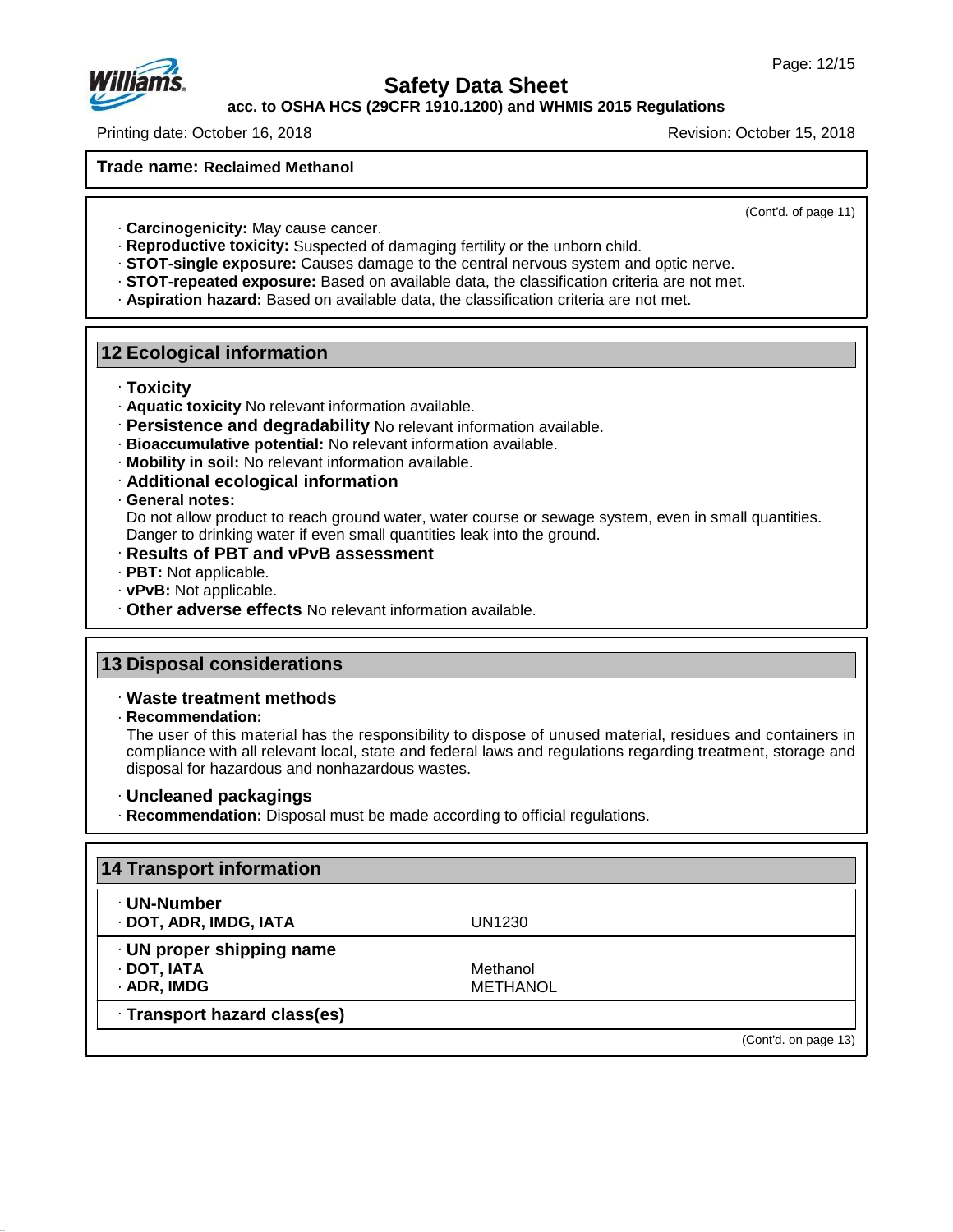**Trade name: Reclaimed Methanol**

(Cont'd. of page 11)

- **Carcinogenicity:** May cause cancer.
- **Reproductive toxicity:** Suspected of damaging fertility or the unborn child.
- **STOT-single exposure:** Causes damage to the central nervous system and optic nerve.
- **STOT-repeated exposure:** Based on available data, the classification criteria are not met.
- **Aspiration hazard:** Based on available data, the classification criteria are not met.

## 12 Ecological information

- **Toxicity**
- **Aquatic toxicity** No relevant information available.
- **Persistence and degradability** No relevant information available.
- **Bioaccumulative potential:** No relevant information available.
- **Mobility in soil:** No relevant information available.
- **Additional ecological information**
- **General notes:**
  Do not allow product to reach ground water, water course or sewage system, even in small quantities.
  Danger to drinking water if even small quantities leak into the ground.
- **Results of PBT and vPvB assessment**
- **PBT:** Not applicable.
- **vPvB:** Not applicable.
- **Other adverse effects** No relevant information available.

## 13 Disposal considerations

- **Waste treatment methods**
- **Recommendation:**
  The user of this material has the responsibility to dispose of unused material, residues and containers in compliance with all relevant local, state and federal laws and regulations regarding treatment, storage and disposal for hazardous and nonhazardous wastes.

- **Uncleaned packagings**
- **Recommendation:** Disposal must be made according to official regulations.

## 14 Transport information

| | |
|---|---|
| **UN-Number** | |
| **DOT, ADR, IMDG, IATA** | UN1230 |
| **UN proper shipping name** | |
| **DOT, IATA** | Methanol |
| **ADR, IMDG** | METHANOL |
| **Transport hazard class(es)** | |

(Cont'd. on page 13)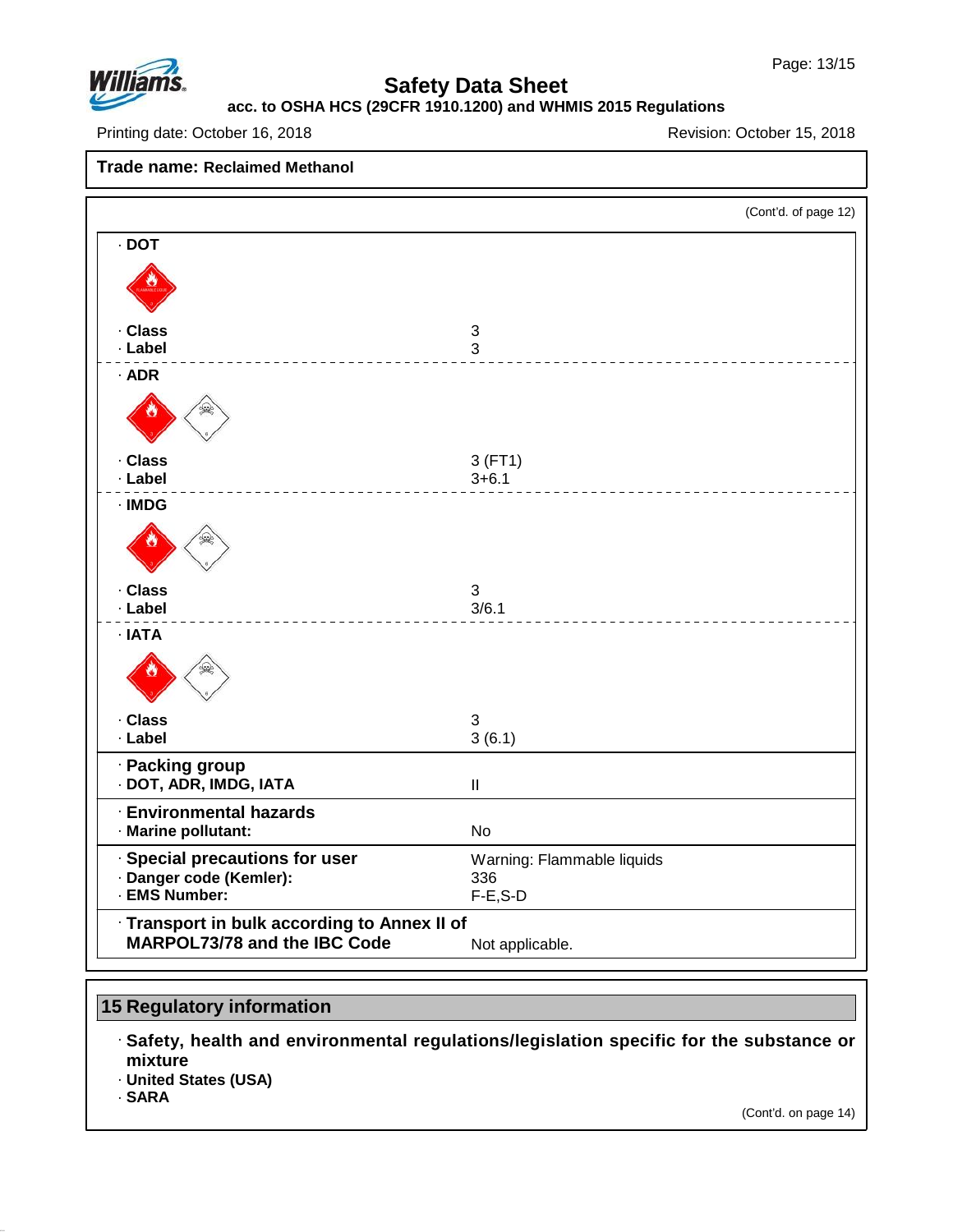Trade name: **Reclaimed Methanol**

(Cont'd. of page 12)

| · **DOT** | |
|---|---|
| · **Class** | 3 |
| · **Label** | 3 |
| · **ADR** | |
| · **Class** | 3 (FT1) |
| · **Label** | 3+6.1 |
| · **IMDG** | |
| · **Class** | 3 |
| · **Label** | 3/6.1 |
| · **IATA** | |
| · **Class** | 3 |
| · **Label** | 3 (6.1) |
| · **Packing group** | |
| · **DOT, ADR, IMDG, IATA** | II |
| · **Environmental hazards** | |
| · **Marine pollutant:** | No |
| · **Special precautions for user** | Warning: Flammable liquids |
| · **Danger code (Kemler):** | 336 |
| · **EMS Number:** | F-E,S-D |
| · **Transport in bulk according to Annex II of MARPOL73/78 and the IBC Code** | Not applicable. |

## 15 Regulatory information

· **Safety, health and environmental regulations/legislation specific for the substance or mixture**

· **United States (USA)**

· **SARA**

(Cont'd. on page 14)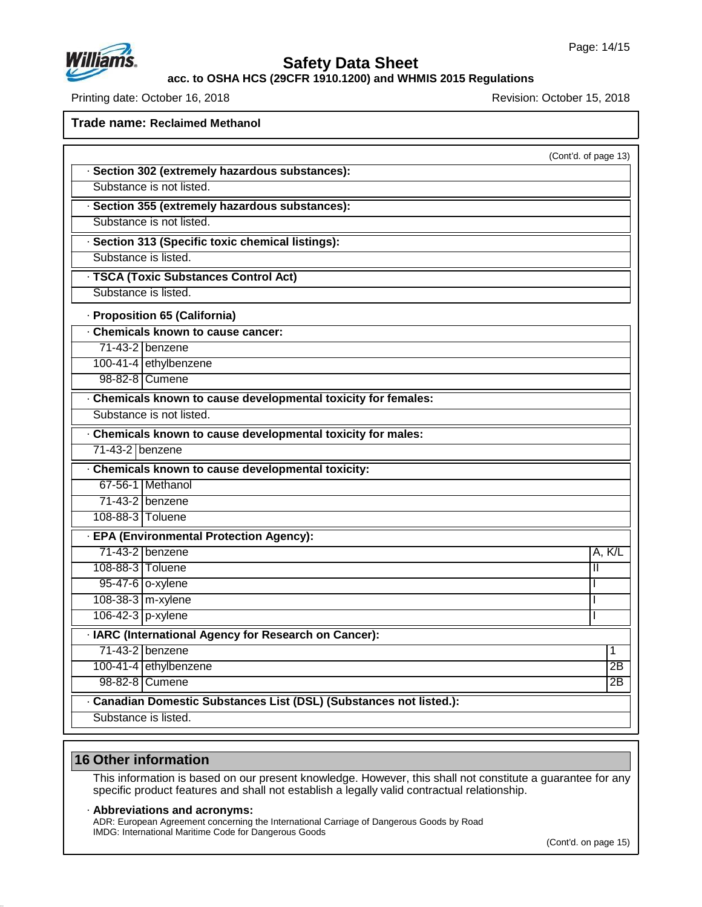**Trade name: Reclaimed Methanol**

(Cont'd. of page 13)

· **Section 302 (extremely hazardous substances):**

Substance is not listed.

· **Section 355 (extremely hazardous substances):**

Substance is not listed.

· **Section 313 (Specific toxic chemical listings):**

Substance is listed.

· **TSCA (Toxic Substances Control Act)**

Substance is listed.

· **Proposition 65 (California)**

· **Chemicals known to cause cancer:**

| | |
|---|---|
| 71-43-2 | benzene |
| 100-41-4 | ethylbenzene |
| 98-82-8 | Cumene |

· **Chemicals known to cause developmental toxicity for females:**

Substance is not listed.

· **Chemicals known to cause developmental toxicity for males:**

| | |
|---|---|
| 71-43-2 | benzene |

· **Chemicals known to cause developmental toxicity:**

| | |
|---|---|
| 67-56-1 | Methanol |
| 71-43-2 | benzene |
| 108-88-3 | Toluene |

· **EPA (Environmental Protection Agency):**

| | | |
|---|---|---|
| 71-43-2 | benzene | A, K/L |
| 108-88-3 | Toluene | II |
| 95-47-6 | o-xylene | I |
| 108-38-3 | m-xylene | I |
| 106-42-3 | p-xylene | I |

· **IARC (International Agency for Research on Cancer):**

| | | |
|---|---|---|
| 71-43-2 | benzene | 1 |
| 100-41-4 | ethylbenzene | 2B |
| 98-82-8 | Cumene | 2B |

· **Canadian Domestic Substances List (DSL) (Substances not listed.):**

Substance is listed.

## 16 Other information

This information is based on our present knowledge. However, this shall not constitute a guarantee for any specific product features and shall not establish a legally valid contractual relationship.

· **Abbreviations and acronyms:**

ADR: European Agreement concerning the International Carriage of Dangerous Goods by Road
IMDG: International Maritime Code for Dangerous Goods

(Cont'd. on page 15)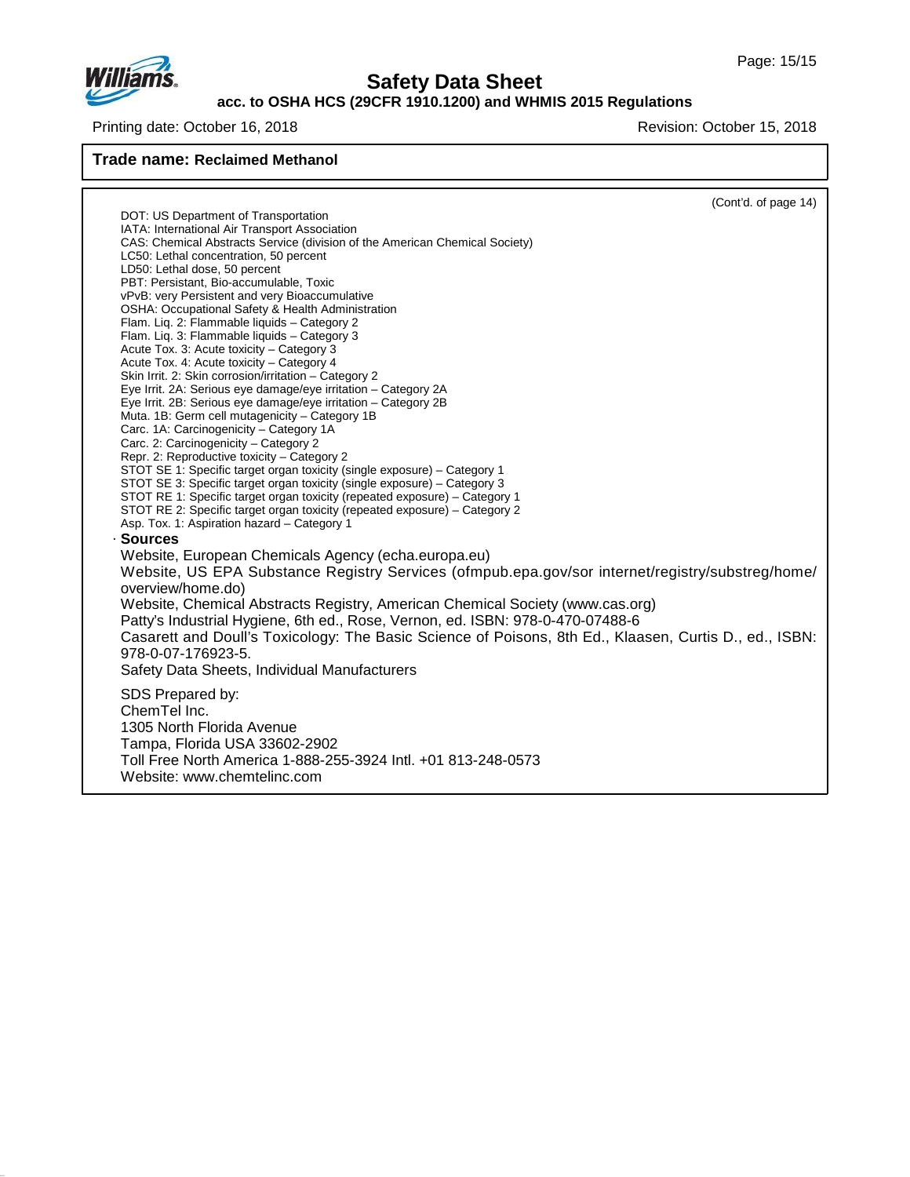**Trade name: Reclaimed Methanol**

(Cont'd. of page 14)

DOT: US Department of Transportation
IATA: International Air Transport Association
CAS: Chemical Abstracts Service (division of the American Chemical Society)
LC50: Lethal concentration, 50 percent
LD50: Lethal dose, 50 percent
PBT: Persistant, Bio-accumulable, Toxic
vPvB: very Persistent and very Bioaccumulative
OSHA: Occupational Safety & Health Administration
Flam. Liq. 2: Flammable liquids – Category 2
Flam. Liq. 3: Flammable liquids – Category 3
Acute Tox. 3: Acute toxicity – Category 3
Acute Tox. 4: Acute toxicity – Category 4
Skin Irrit. 2: Skin corrosion/irritation – Category 2
Eye Irrit. 2A: Serious eye damage/eye irritation – Category 2A
Eye Irrit. 2B: Serious eye damage/eye irritation – Category 2B
Muta. 1B: Germ cell mutagenicity – Category 1B
Carc. 1A: Carcinogenicity – Category 1A
Carc. 2: Carcinogenicity – Category 2
Repr. 2: Reproductive toxicity – Category 2
STOT SE 1: Specific target organ toxicity (single exposure) – Category 1
STOT SE 3: Specific target organ toxicity (single exposure) – Category 3
STOT RE 1: Specific target organ toxicity (repeated exposure) – Category 1
STOT RE 2: Specific target organ toxicity (repeated exposure) – Category 2
Asp. Tox. 1: Aspiration hazard – Category 1

· **Sources**

Website, European Chemicals Agency (echa.europa.eu)
Website, US EPA Substance Registry Services (ofmpub.epa.gov/sor internet/registry/substreg/home/overview/home.do)
Website, Chemical Abstracts Registry, American Chemical Society (www.cas.org)
Patty's Industrial Hygiene, 6th ed., Rose, Vernon, ed. ISBN: 978-0-470-07488-6
Casarett and Doull's Toxicology: The Basic Science of Poisons, 8th Ed., Klaasen, Curtis D., ed., ISBN: 978-0-07-176923-5.
Safety Data Sheets, Individual Manufacturers

SDS Prepared by:
ChemTel Inc.
1305 North Florida Avenue
Tampa, Florida USA 33602-2902
Toll Free North America 1-888-255-3924 Intl. +01 813-248-0573
Website: www.chemtelinc.com